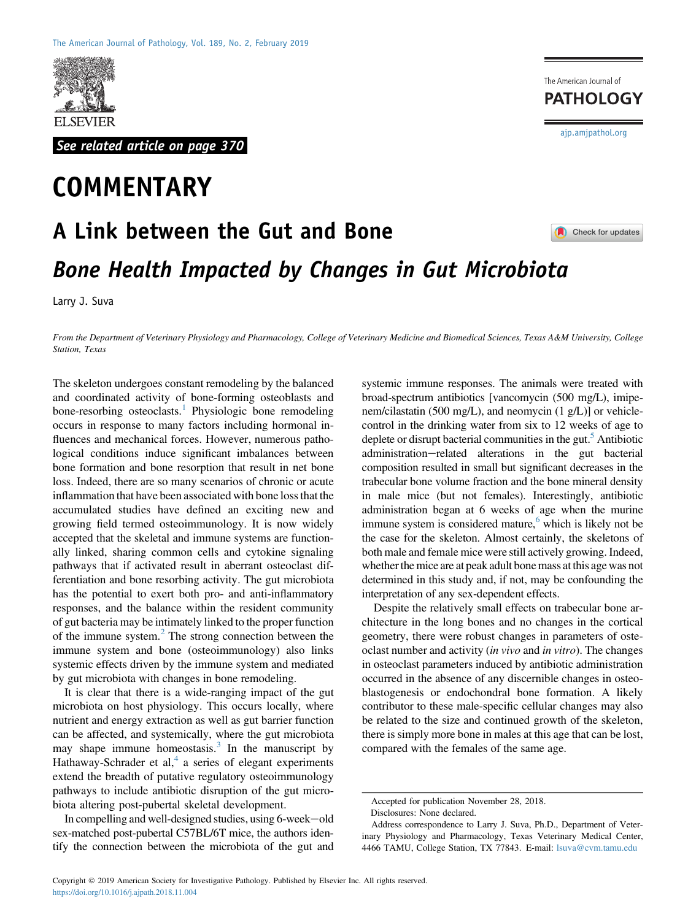See related article on page 370

# COMMENTARY

## A Link between the Gut and Bone

### *Bone Health Impacted by Changes in Gut Microbiota*

Larry J. Suva

*From the Department of Veterinary Physiology and Pharmacology, College of Veterinary Medicine and Biomedical Sciences, Texas A&M University, College Station, Texas*

The skeleton undergoes constant remodeling by the balanced and coordinated activity of bone-forming osteoblasts and bone-resorbing osteoclasts.[1] Physiologic bone remodeling occurs in response to many factors including hormonal influences and mechanical forces. However, numerous pathological conditions induce significant imbalances between bone formation and bone resorption that result in net bone loss. Indeed, there are so many scenarios of chronic or acute inflammation that have been associated with bone loss that the accumulated studies have defined an exciting new and growing field termed osteoimmunology. It is now widely accepted that the skeletal and immune systems are functionally linked, sharing common cells and cytokine signaling pathways that if activated result in aberrant osteoclast differentiation and bone resorbing activity. The gut microbiota has the potential to exert both pro- and anti-inflammatory responses, and the balance within the resident community of gut bacteria may be intimately linked to the proper function of the immune system.[2] The strong connection between the immune system and bone (osteoimmunology) also links systemic effects driven by the immune system and mediated by gut microbiota with changes in bone remodeling.

It is clear that there is a wide-ranging impact of the gut microbiota on host physiology. This occurs locally, where nutrient and energy extraction as well as gut barrier function can be affected, and systemically, where the gut microbiota may shape immune homeostasis.[3] In the manuscript by Hathaway-Schrader et al,[4] a series of elegant experiments extend the breadth of putative regulatory osteoimmunology pathways to include antibiotic disruption of the gut microbiota altering post-pubertal skeletal development.

In compelling and well-designed studies, using 6-week–old sex-matched post-pubertal C57BL/6T mice, the authors identify the connection between the microbiota of the gut and systemic immune responses. The animals were treated with broad-spectrum antibiotics [vancomycin (500 mg/L), imipenem/cilastatin (500 mg/L), and neomycin (1 g/L)] or vehicle-control in the drinking water from six to 12 weeks of age to deplete or disrupt bacterial communities in the gut.[5] Antibiotic administration–related alterations in the gut bacterial composition resulted in small but significant decreases in the trabecular bone volume fraction and the bone mineral density in male mice (but not females). Interestingly, antibiotic administration began at 6 weeks of age when the murine immune system is considered mature,[6] which is likely not be the case for the skeleton. Almost certainly, the skeletons of both male and female mice were still actively growing. Indeed, whether the mice are at peak adult bone mass at this age was not determined in this study and, if not, may be confounding the interpretation of any sex-dependent effects.

Despite the relatively small effects on trabecular bone architecture in the long bones and no changes in the cortical geometry, there were robust changes in parameters of osteoclast number and activity (*in vivo* and *in vitro*). The changes in osteoclast parameters induced by antibiotic administration occurred in the absence of any discernible changes in osteoblastogenesis or endochondral bone formation. A likely contributor to these male-specific cellular changes may also be related to the size and continued growth of the skeleton, there is simply more bone in males at this age that can be lost, compared with the females of the same age.

---

Accepted for publication November 28, 2018.

Disclosures: None declared.

Address correspondence to Larry J. Suva, Ph.D., Department of Veterinary Physiology and Pharmacology, Texas Veterinary Medical Center, 4466 TAMU, College Station, TX 77843. E-mail: lsuva@cvm.tamu.edu

Copyright © 2019 American Society for Investigative Pathology. Published by Elsevier Inc. All rights reserved.
https://doi.org/10.1016/j.ajpath.2018.11.004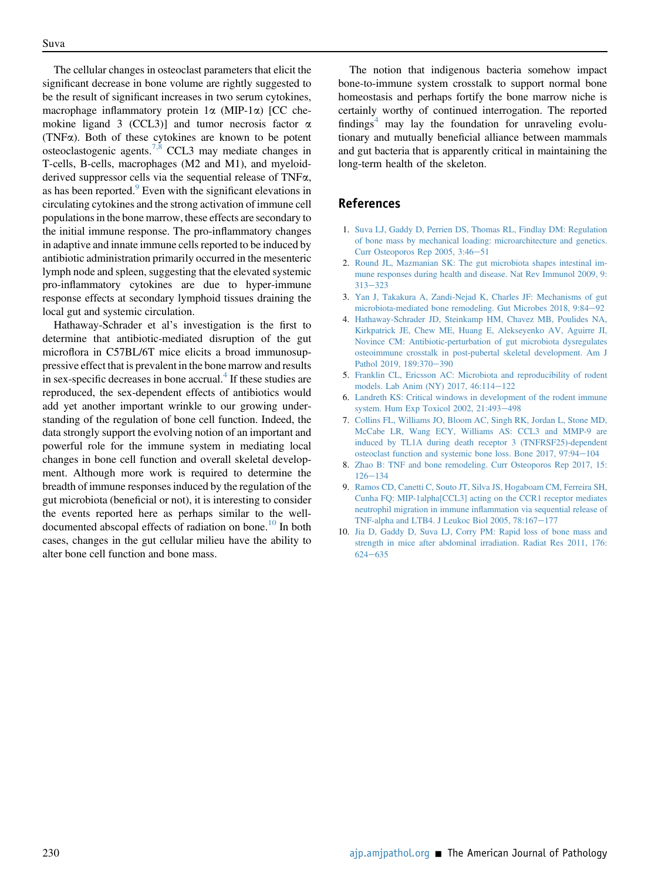The cellular changes in osteoclast parameters that elicit the significant decrease in bone volume are rightly suggested to be the result of significant increases in two serum cytokines, macrophage inflammatory protein 1α (MIP-1α) [CC chemokine ligand 3 (CCL3)] and tumor necrosis factor α (TNFα). Both of these cytokines are known to be potent osteoclastogenic agents.[7,8] CCL3 may mediate changes in T-cells, B-cells, macrophages (M2 and M1), and myeloid-derived suppressor cells via the sequential release of TNFα, as has been reported.[9] Even with the significant elevations in circulating cytokines and the strong activation of immune cell populations in the bone marrow, these effects are secondary to the initial immune response. The pro-inflammatory changes in adaptive and innate immune cells reported to be induced by antibiotic administration primarily occurred in the mesenteric lymph node and spleen, suggesting that the elevated systemic pro-inflammatory cytokines are due to hyper-immune response effects at secondary lymphoid tissues draining the local gut and systemic circulation.

Hathaway-Schrader et al's investigation is the first to determine that antibiotic-mediated disruption of the gut microflora in C57BL/6T mice elicits a broad immunosuppressive effect that is prevalent in the bone marrow and results in sex-specific decreases in bone accrual.[4] If these studies are reproduced, the sex-dependent effects of antibiotics would add yet another important wrinkle to our growing understanding of the regulation of bone cell function. Indeed, the data strongly support the evolving notion of an important and powerful role for the immune system in mediating local changes in bone cell function and overall skeletal development. Although more work is required to determine the breadth of immune responses induced by the regulation of the gut microbiota (beneficial or not), it is interesting to consider the events reported here as perhaps similar to the well-documented abscopal effects of radiation on bone.[10] In both cases, changes in the gut cellular milieu have the ability to alter bone cell function and bone mass.

The notion that indigenous bacteria somehow impact bone-to-immune system crosstalk to support normal bone homeostasis and perhaps fortify the bone marrow niche is certainly worthy of continued interrogation. The reported findings[4] may lay the foundation for unraveling evolutionary and mutually beneficial alliance between mammals and gut bacteria that is apparently critical in maintaining the long-term health of the skeleton.

## References

1. Suva LJ, Gaddy D, Perrien DS, Thomas RL, Findlay DM: Regulation of bone mass by mechanical loading: microarchitecture and genetics. Curr Osteoporos Rep 2005, 3:46−51
2. Round JL, Mazmanian SK: The gut microbiota shapes intestinal immune responses during health and disease. Nat Rev Immunol 2009, 9:313−323
3. Yan J, Takakura A, Zandi-Nejad K, Charles JF: Mechanisms of gut microbiota-mediated bone remodeling. Gut Microbes 2018, 9:84−92
4. Hathaway-Schrader JD, Steinkamp HM, Chavez MB, Poulides NA, Kirkpatrick JE, Chew ME, Huang E, Alekseyenko AV, Aguirre JI, Novince CM: Antibiotic-perturbation of gut microbiota dysregulates osteoimmune crosstalk in post-pubertal skeletal development. Am J Pathol 2019, 189:370−390
5. Franklin CL, Ericsson AC: Microbiota and reproducibility of rodent models. Lab Anim (NY) 2017, 46:114−122
6. Landreth KS: Critical windows in development of the rodent immune system. Hum Exp Toxicol 2002, 21:493−498
7. Collins FL, Williams JO, Bloom AC, Singh RK, Jordan L, Stone MD, McCabe LR, Wang ECY, Williams AS: CCL3 and MMP-9 are induced by TL1A during death receptor 3 (TNFRSF25)-dependent osteoclast function and systemic bone loss. Bone 2017, 97:94−104
8. Zhao B: TNF and bone remodeling. Curr Osteoporos Rep 2017, 15:126−134
9. Ramos CD, Canetti C, Souto JT, Silva JS, Hogaboam CM, Ferreira SH, Cunha FQ: MIP-1alpha[CCL3] acting on the CCR1 receptor mediates neutrophil migration in immune inflammation via sequential release of TNF-alpha and LTB4. J Leukoc Biol 2005, 78:167−177
10. Jia D, Gaddy D, Suva LJ, Corry PM: Rapid loss of bone mass and strength in mice after abdominal irradiation. Radiat Res 2011, 176:624−635